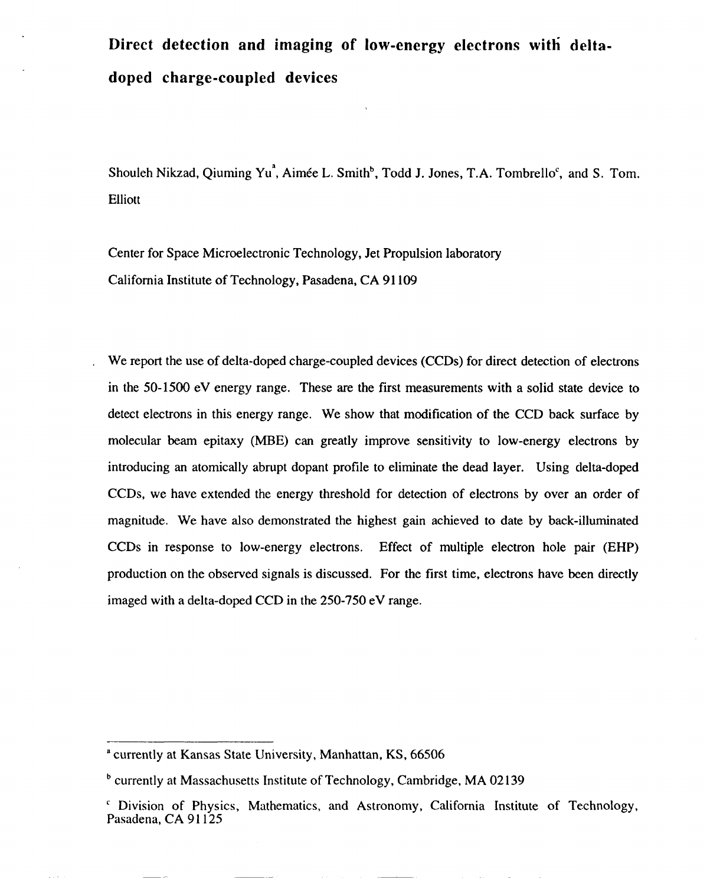# Direct detection and imaging of low-energy electrons with delta-doped charge-coupled devices

Shouleh Nikzad, Qiuming Yu[a], Aimée L. Smith[b], Todd J. Jones, T.A. Tombrello[c], and S. Tom. Elliott

Center for Space Microelectronic Technology, Jet Propulsion laboratory
California Institute of Technology, Pasadena, CA 91109

We report the use of delta-doped charge-coupled devices (CCDs) for direct detection of electrons in the 50-1500 eV energy range. These are the first measurements with a solid state device to detect electrons in this energy range. We show that modification of the CCD back surface by molecular beam epitaxy (MBE) can greatly improve sensitivity to low-energy electrons by introducing an atomically abrupt dopant profile to eliminate the dead layer. Using delta-doped CCDs, we have extended the energy threshold for detection of electrons by over an order of magnitude. We have also demonstrated the highest gain achieved to date by back-illuminated CCDs in response to low-energy electrons. Effect of multiple electron hole pair (EHP) production on the observed signals is discussed. For the first time, electrons have been directly imaged with a delta-doped CCD in the 250-750 eV range.

---

[a] currently at Kansas State University, Manhattan, KS, 66506

[b] currently at Massachusetts Institute of Technology, Cambridge, MA 02139

[c] Division of Physics, Mathematics, and Astronomy, California Institute of Technology, Pasadena, CA 91125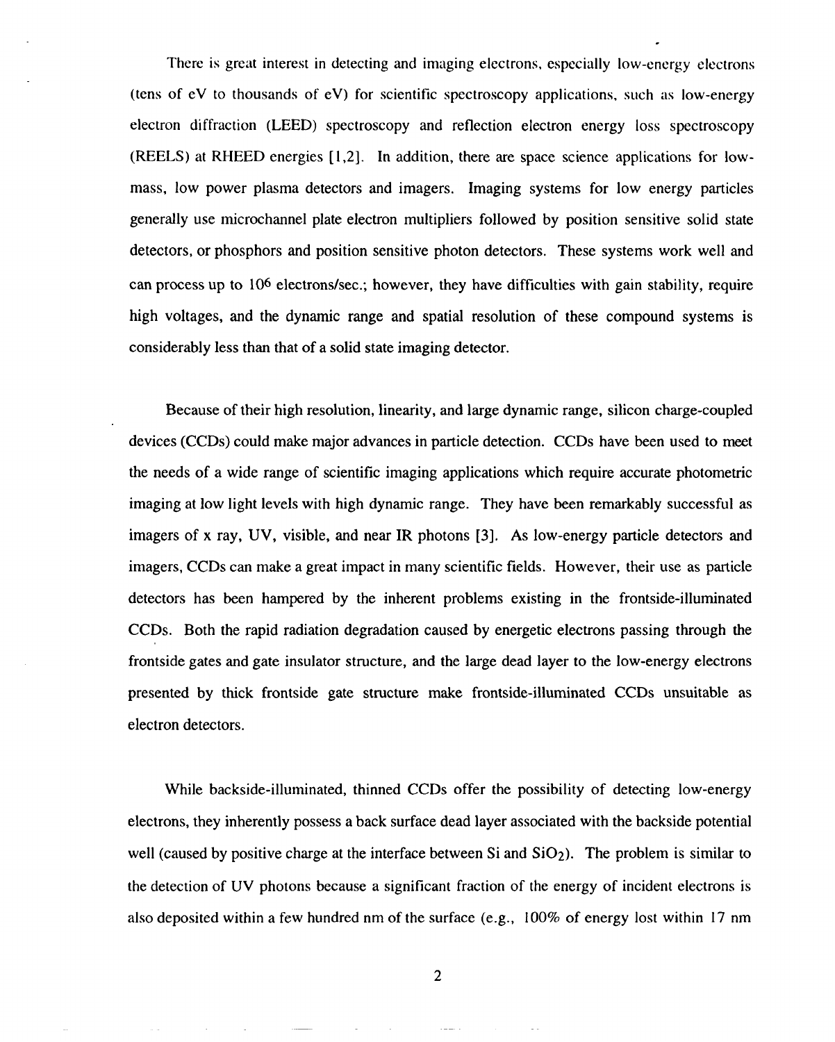There is great interest in detecting and imaging electrons, especially low-energy electrons (tens of eV to thousands of eV) for scientific spectroscopy applications, such as low-energy electron diffraction (LEED) spectroscopy and reflection electron energy loss spectroscopy (REELS) at RHEED energies [1,2]. In addition, there are space science applications for low-mass, low power plasma detectors and imagers. Imaging systems for low energy particles generally use microchannel plate electron multipliers followed by position sensitive solid state detectors, or phosphors and position sensitive photon detectors. These systems work well and can process up to $10^6$ electrons/sec.; however, they have difficulties with gain stability, require high voltages, and the dynamic range and spatial resolution of these compound systems is considerably less than that of a solid state imaging detector.

Because of their high resolution, linearity, and large dynamic range, silicon charge-coupled devices (CCDs) could make major advances in particle detection. CCDs have been used to meet the needs of a wide range of scientific imaging applications which require accurate photometric imaging at low light levels with high dynamic range. They have been remarkably successful as imagers of x ray, UV, visible, and near IR photons [3]. As low-energy particle detectors and imagers, CCDs can make a great impact in many scientific fields. However, their use as particle detectors has been hampered by the inherent problems existing in the frontside-illuminated CCDs. Both the rapid radiation degradation caused by energetic electrons passing through the frontside gates and gate insulator structure, and the large dead layer to the low-energy electrons presented by thick frontside gate structure make frontside-illuminated CCDs unsuitable as electron detectors.

While backside-illuminated, thinned CCDs offer the possibility of detecting low-energy electrons, they inherently possess a back surface dead layer associated with the backside potential well (caused by positive charge at the interface between Si and $SiO_2$). The problem is similar to the detection of UV photons because a significant fraction of the energy of incident electrons is also deposited within a few hundred nm of the surface (e.g., 100% of energy lost within 17 nm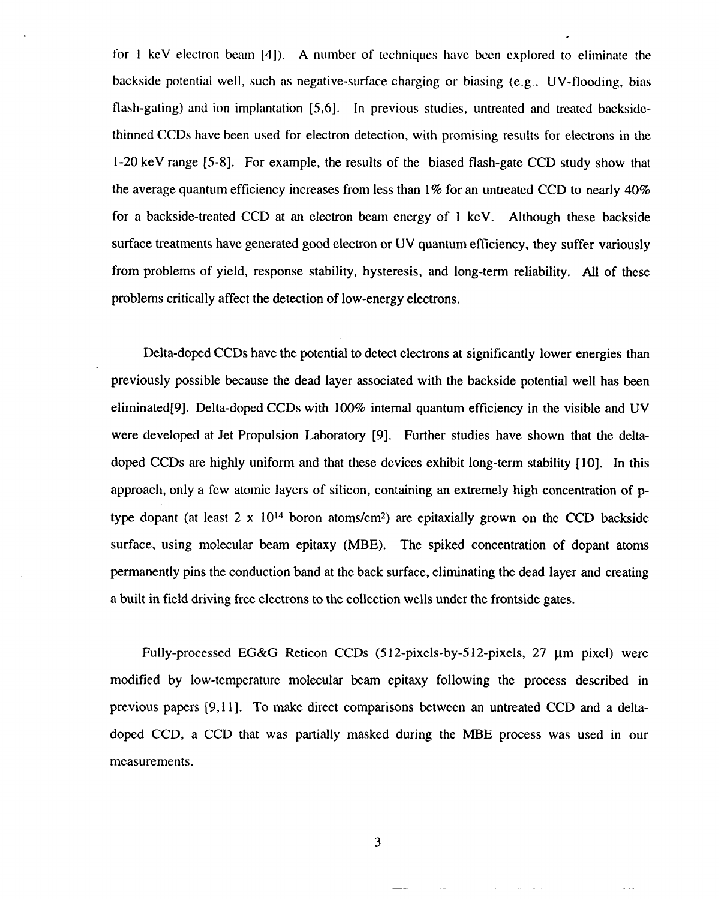for 1 keV electron beam [4]). A number of techniques have been explored to eliminate the backside potential well, such as negative-surface charging or biasing (e.g., UV-flooding, bias flash-gating) and ion implantation [5,6]. In previous studies, untreated and treated backside-thinned CCDs have been used for electron detection, with promising results for electrons in the 1-20 keV range [5-8]. For example, the results of the biased flash-gate CCD study show that the average quantum efficiency increases from less than 1% for an untreated CCD to nearly 40% for a backside-treated CCD at an electron beam energy of 1 keV. Although these backside surface treatments have generated good electron or UV quantum efficiency, they suffer variously from problems of yield, response stability, hysteresis, and long-term reliability. All of these problems critically affect the detection of low-energy electrons.

Delta-doped CCDs have the potential to detect electrons at significantly lower energies than previously possible because the dead layer associated with the backside potential well has been eliminated[9]. Delta-doped CCDs with 100% internal quantum efficiency in the visible and UV were developed at Jet Propulsion Laboratory [9]. Further studies have shown that the delta-doped CCDs are highly uniform and that these devices exhibit long-term stability [10]. In this approach, only a few atomic layers of silicon, containing an extremely high concentration of p-type dopant (at least $2 \times 10^{14}$ boron atoms/cm$^2$) are epitaxially grown on the CCD backside surface, using molecular beam epitaxy (MBE). The spiked concentration of dopant atoms permanently pins the conduction band at the back surface, eliminating the dead layer and creating a built in field driving free electrons to the collection wells under the frontside gates.

Fully-processed EG&G Reticon CCDs (512-pixels-by-512-pixels, 27 μm pixel) were modified by low-temperature molecular beam epitaxy following the process described in previous papers [9,11]. To make direct comparisons between an untreated CCD and a delta-doped CCD, a CCD that was partially masked during the MBE process was used in our measurements.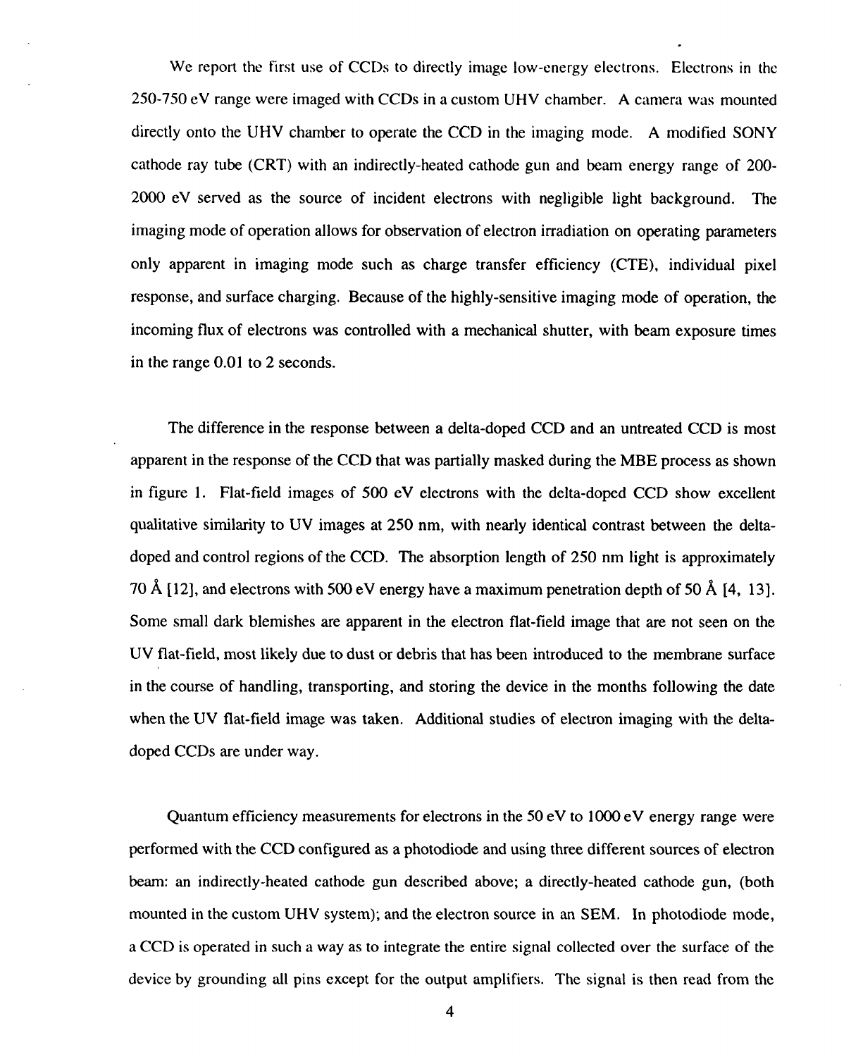We report the first use of CCDs to directly image low-energy electrons. Electrons in the 250-750 eV range were imaged with CCDs in a custom UHV chamber. A camera was mounted directly onto the UHV chamber to operate the CCD in the imaging mode. A modified SONY cathode ray tube (CRT) with an indirectly-heated cathode gun and beam energy range of 200-2000 eV served as the source of incident electrons with negligible light background. The imaging mode of operation allows for observation of electron irradiation on operating parameters only apparent in imaging mode such as charge transfer efficiency (CTE), individual pixel response, and surface charging. Because of the highly-sensitive imaging mode of operation, the incoming flux of electrons was controlled with a mechanical shutter, with beam exposure times in the range 0.01 to 2 seconds.

The difference in the response between a delta-doped CCD and an untreated CCD is most apparent in the response of the CCD that was partially masked during the MBE process as shown in figure 1. Flat-field images of 500 eV electrons with the delta-doped CCD show excellent qualitative similarity to UV images at 250 nm, with nearly identical contrast between the delta-doped and control regions of the CCD. The absorption length of 250 nm light is approximately 70 Å [12], and electrons with 500 eV energy have a maximum penetration depth of 50 Å [4, 13]. Some small dark blemishes are apparent in the electron flat-field image that are not seen on the UV flat-field, most likely due to dust or debris that has been introduced to the membrane surface in the course of handling, transporting, and storing the device in the months following the date when the UV flat-field image was taken. Additional studies of electron imaging with the delta-doped CCDs are under way.

Quantum efficiency measurements for electrons in the 50 eV to 1000 eV energy range were performed with the CCD configured as a photodiode and using three different sources of electron beam: an indirectly-heated cathode gun described above; a directly-heated cathode gun, (both mounted in the custom UHV system); and the electron source in an SEM. In photodiode mode, a CCD is operated in such a way as to integrate the entire signal collected over the surface of the device by grounding all pins except for the output amplifiers. The signal is then read from the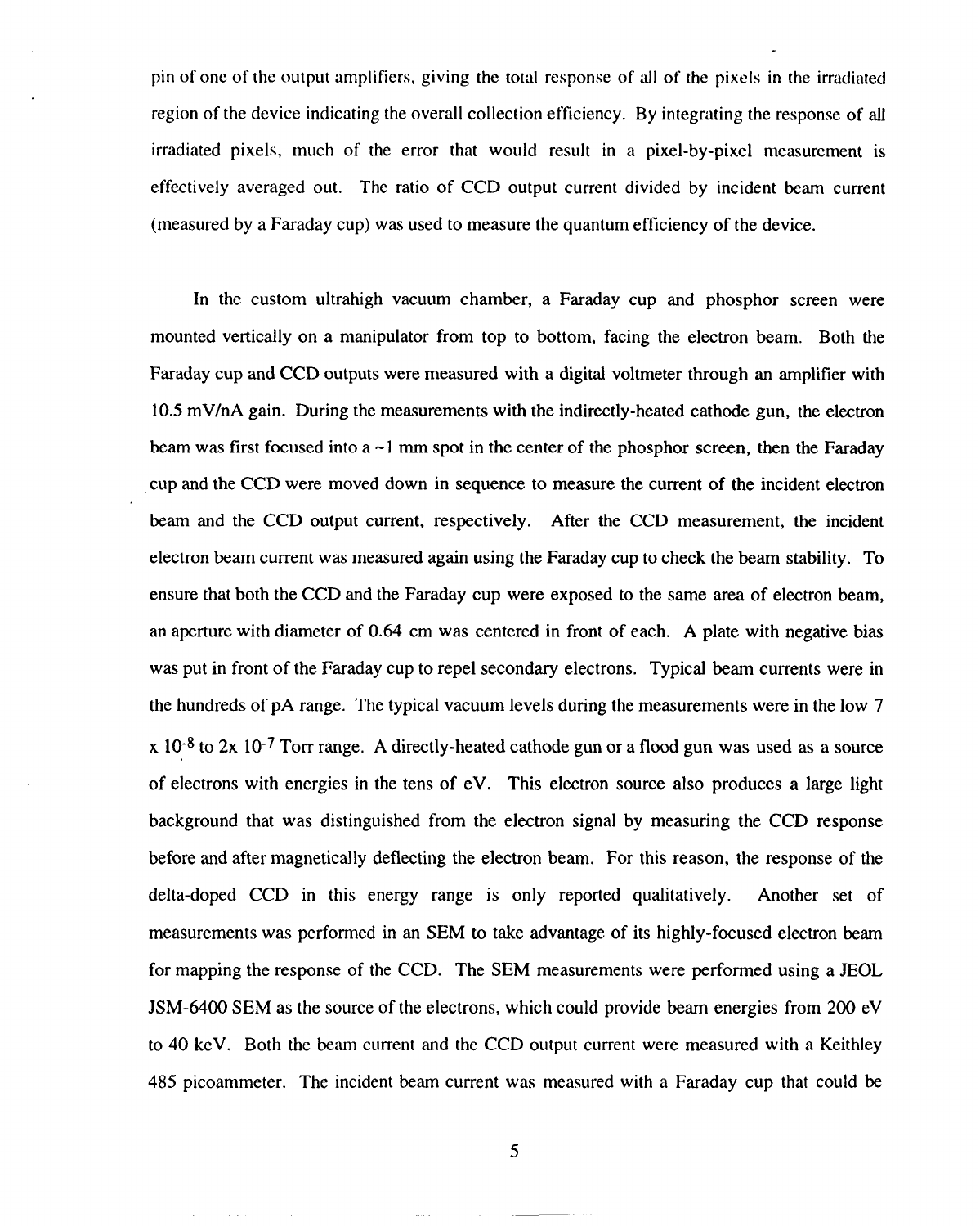pin of one of the output amplifiers, giving the total response of all of the pixels in the irradiated region of the device indicating the overall collection efficiency. By integrating the response of all irradiated pixels, much of the error that would result in a pixel-by-pixel measurement is effectively averaged out. The ratio of CCD output current divided by incident beam current (measured by a Faraday cup) was used to measure the quantum efficiency of the device.

In the custom ultrahigh vacuum chamber, a Faraday cup and phosphor screen were mounted vertically on a manipulator from top to bottom, facing the electron beam. Both the Faraday cup and CCD outputs were measured with a digital voltmeter through an amplifier with 10.5 mV/nA gain. During the measurements with the indirectly-heated cathode gun, the electron beam was first focused into a ~1 mm spot in the center of the phosphor screen, then the Faraday cup and the CCD were moved down in sequence to measure the current of the incident electron beam and the CCD output current, respectively. After the CCD measurement, the incident electron beam current was measured again using the Faraday cup to check the beam stability. To ensure that both the CCD and the Faraday cup were exposed to the same area of electron beam, an aperture with diameter of 0.64 cm was centered in front of each. A plate with negative bias was put in front of the Faraday cup to repel secondary electrons. Typical beam currents were in the hundreds of pA range. The typical vacuum levels during the measurements were in the low 7 x $10^{-8}$ to 2x $10^{-7}$ Torr range. A directly-heated cathode gun or a flood gun was used as a source of electrons with energies in the tens of eV. This electron source also produces a large light background that was distinguished from the electron signal by measuring the CCD response before and after magnetically deflecting the electron beam. For this reason, the response of the delta-doped CCD in this energy range is only reported qualitatively. Another set of measurements was performed in an SEM to take advantage of its highly-focused electron beam for mapping the response of the CCD. The SEM measurements were performed using a JEOL JSM-6400 SEM as the source of the electrons, which could provide beam energies from 200 eV to 40 keV. Both the beam current and the CCD output current were measured with a Keithley 485 picoammeter. The incident beam current was measured with a Faraday cup that could be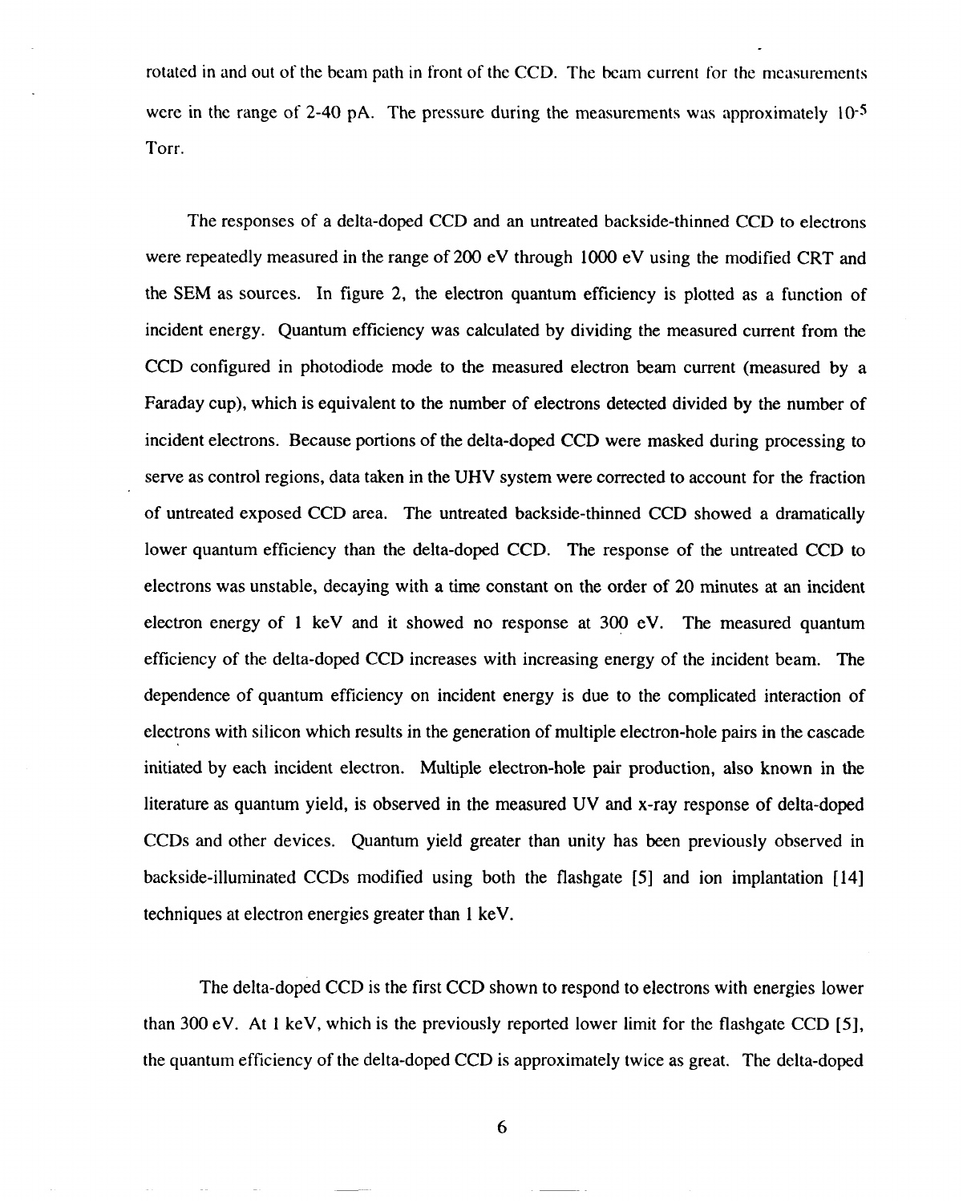rotated in and out of the beam path in front of the CCD. The beam current for the measurements were in the range of 2-40 pA. The pressure during the measurements was approximately $10^{-5}$ Torr.

The responses of a delta-doped CCD and an untreated backside-thinned CCD to electrons were repeatedly measured in the range of 200 eV through 1000 eV using the modified CRT and the SEM as sources. In figure 2, the electron quantum efficiency is plotted as a function of incident energy. Quantum efficiency was calculated by dividing the measured current from the CCD configured in photodiode mode to the measured electron beam current (measured by a Faraday cup), which is equivalent to the number of electrons detected divided by the number of incident electrons. Because portions of the delta-doped CCD were masked during processing to serve as control regions, data taken in the UHV system were corrected to account for the fraction of untreated exposed CCD area. The untreated backside-thinned CCD showed a dramatically lower quantum efficiency than the delta-doped CCD. The response of the untreated CCD to electrons was unstable, decaying with a time constant on the order of 20 minutes at an incident electron energy of 1 keV and it showed no response at 300 eV. The measured quantum efficiency of the delta-doped CCD increases with increasing energy of the incident beam. The dependence of quantum efficiency on incident energy is due to the complicated interaction of electrons with silicon which results in the generation of multiple electron-hole pairs in the cascade initiated by each incident electron. Multiple electron-hole pair production, also known in the literature as quantum yield, is observed in the measured UV and x-ray response of delta-doped CCDs and other devices. Quantum yield greater than unity has been previously observed in backside-illuminated CCDs modified using both the flashgate [5] and ion implantation [14] techniques at electron energies greater than 1 keV.

The delta-doped CCD is the first CCD shown to respond to electrons with energies lower than 300 eV. At 1 keV, which is the previously reported lower limit for the flashgate CCD [5], the quantum efficiency of the delta-doped CCD is approximately twice as great. The delta-doped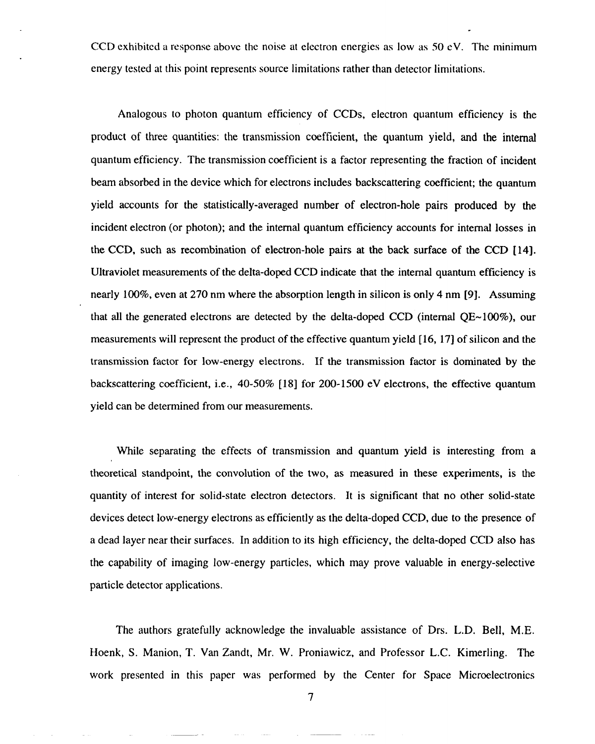CCD exhibited a response above the noise at electron energies as low as 50 eV. The minimum energy tested at this point represents source limitations rather than detector limitations.

Analogous to photon quantum efficiency of CCDs, electron quantum efficiency is the product of three quantities: the transmission coefficient, the quantum yield, and the internal quantum efficiency. The transmission coefficient is a factor representing the fraction of incident beam absorbed in the device which for electrons includes backscattering coefficient; the quantum yield accounts for the statistically-averaged number of electron-hole pairs produced by the incident electron (or photon); and the internal quantum efficiency accounts for internal losses in the CCD, such as recombination of electron-hole pairs at the back surface of the CCD [14]. Ultraviolet measurements of the delta-doped CCD indicate that the internal quantum efficiency is nearly 100%, even at 270 nm where the absorption length in silicon is only 4 nm [9]. Assuming that all the generated electrons are detected by the delta-doped CCD (internal QE~100%), our measurements will represent the product of the effective quantum yield [16, 17] of silicon and the transmission factor for low-energy electrons. If the transmission factor is dominated by the backscattering coefficient, i.e., 40-50% [18] for 200-1500 eV electrons, the effective quantum yield can be determined from our measurements.

While separating the effects of transmission and quantum yield is interesting from a theoretical standpoint, the convolution of the two, as measured in these experiments, is the quantity of interest for solid-state electron detectors. It is significant that no other solid-state devices detect low-energy electrons as efficiently as the delta-doped CCD, due to the presence of a dead layer near their surfaces. In addition to its high efficiency, the delta-doped CCD also has the capability of imaging low-energy particles, which may prove valuable in energy-selective particle detector applications.

The authors gratefully acknowledge the invaluable assistance of Drs. L.D. Bell, M.E. Hoenk, S. Manion, T. Van Zandt, Mr. W. Proniawicz, and Professor L.C. Kimerling. The work presented in this paper was performed by the Center for Space Microelectronics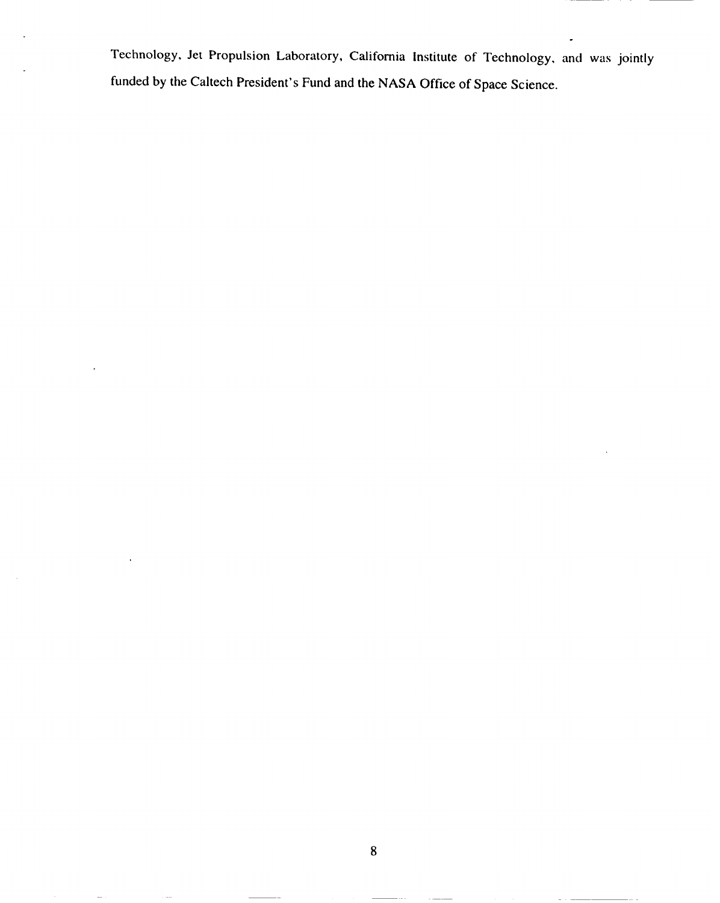Technology, Jet Propulsion Laboratory, California Institute of Technology, and was jointly funded by the Caltech President's Fund and the NASA Office of Space Science.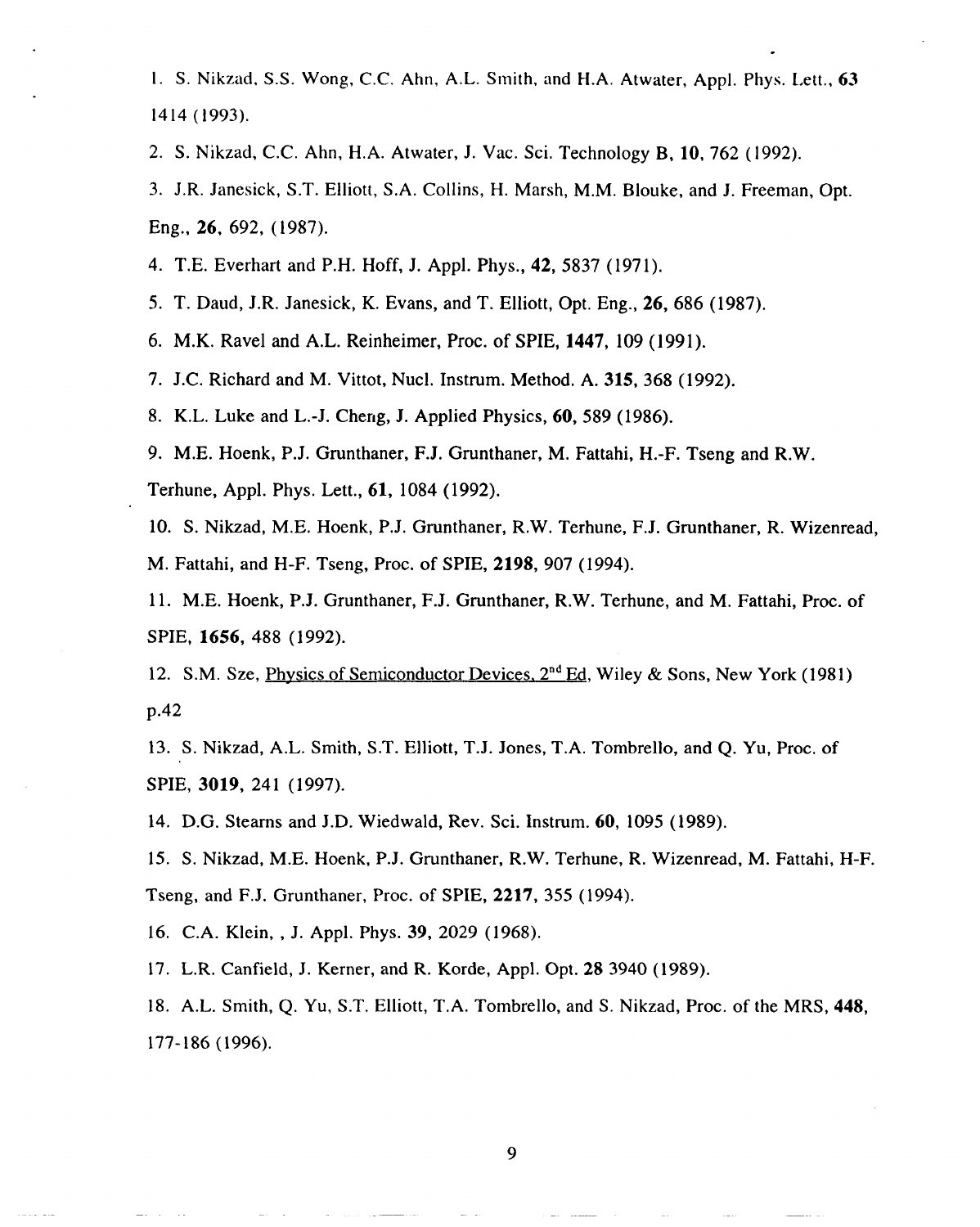1. S. Nikzad, S.S. Wong, C.C. Ahn, A.L. Smith, and H.A. Atwater, Appl. Phys. Lett., **63** 1414 (1993).
2. S. Nikzad, C.C. Ahn, H.A. Atwater, J. Vac. Sci. Technology B, **10**, 762 (1992).
3. J.R. Janesick, S.T. Elliott, S.A. Collins, H. Marsh, M.M. Blouke, and J. Freeman, Opt. Eng., **26**, 692, (1987).
4. T.E. Everhart and P.H. Hoff, J. Appl. Phys., **42**, 5837 (1971).
5. T. Daud, J.R. Janesick, K. Evans, and T. Elliott, Opt. Eng., **26**, 686 (1987).
6. M.K. Ravel and A.L. Reinheimer, Proc. of SPIE, **1447**, 109 (1991).
7. J.C. Richard and M. Vittot, Nucl. Instrum. Method. A. **315**, 368 (1992).
8. K.L. Luke and L.-J. Cheng, J. Applied Physics, **60**, 589 (1986).
9. M.E. Hoenk, P.J. Grunthaner, F.J. Grunthaner, M. Fattahi, H.-F. Tseng and R.W. Terhune, Appl. Phys. Lett., **61**, 1084 (1992).
10. S. Nikzad, M.E. Hoenk, P.J. Grunthaner, R.W. Terhune, F.J. Grunthaner, R. Wizenread, M. Fattahi, and H-F. Tseng, Proc. of SPIE, **2198**, 907 (1994).
11. M.E. Hoenk, P.J. Grunthaner, F.J. Grunthaner, R.W. Terhune, and M. Fattahi, Proc. of SPIE, **1656**, 488 (1992).
12. S.M. Sze, Physics of Semiconductor Devices, 2nd Ed, Wiley & Sons, New York (1981) p.42
13. S. Nikzad, A.L. Smith, S.T. Elliott, T.J. Jones, T.A. Tombrello, and Q. Yu, Proc. of SPIE, **3019**, 241 (1997).
14. D.G. Stearns and J.D. Wiedwald, Rev. Sci. Instrum. **60**, 1095 (1989).
15. S. Nikzad, M.E. Hoenk, P.J. Grunthaner, R.W. Terhune, R. Wizenread, M. Fattahi, H-F. Tseng, and F.J. Grunthaner, Proc. of SPIE, **2217**, 355 (1994).
16. C.A. Klein, , J. Appl. Phys. **39**, 2029 (1968).
17. L.R. Canfield, J. Kerner, and R. Korde, Appl. Opt. **28** 3940 (1989).
18. A.L. Smith, Q. Yu, S.T. Elliott, T.A. Tombrello, and S. Nikzad, Proc. of the MRS, **448**, 177-186 (1996).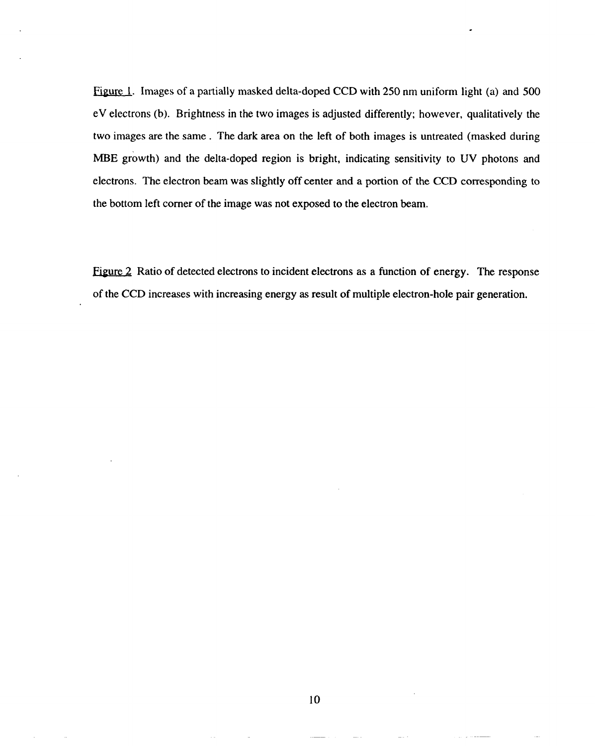Figure 1. Images of a partially masked delta-doped CCD with 250 nm uniform light (a) and 500 eV electrons (b). Brightness in the two images is adjusted differently; however, qualitatively the two images are the same . The dark area on the left of both images is untreated (masked during MBE growth) and the delta-doped region is bright, indicating sensitivity to UV photons and electrons. The electron beam was slightly off center and a portion of the CCD corresponding to the bottom left corner of the image was not exposed to the electron beam.

Figure 2 Ratio of detected electrons to incident electrons as a function of energy. The response of the CCD increases with increasing energy as result of multiple electron-hole pair generation.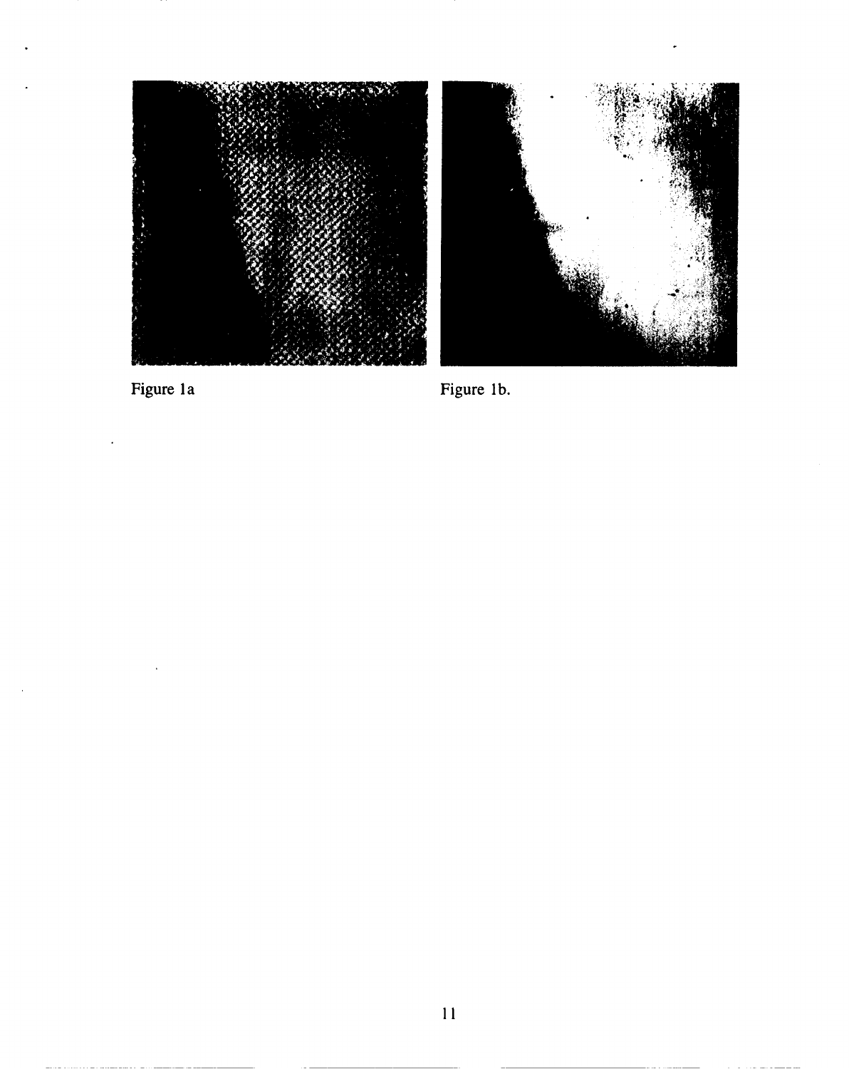Figure 1a

Figure 1b.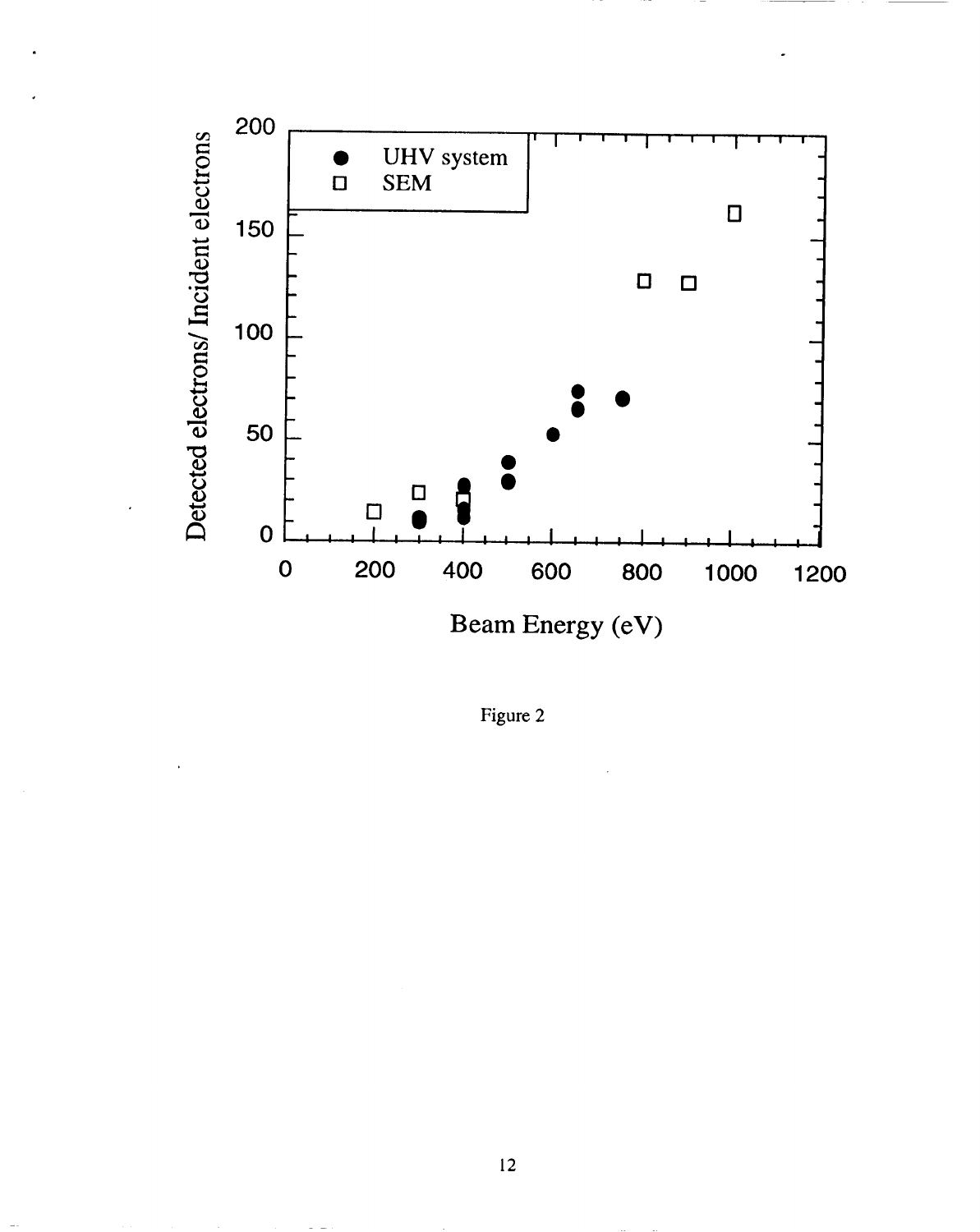Detected electrons/ Incident electrons

200

150

100

50

0

UHV system

SEM

0 200 400 600 800 1000 1200

Beam Energy (eV)

Figure 2